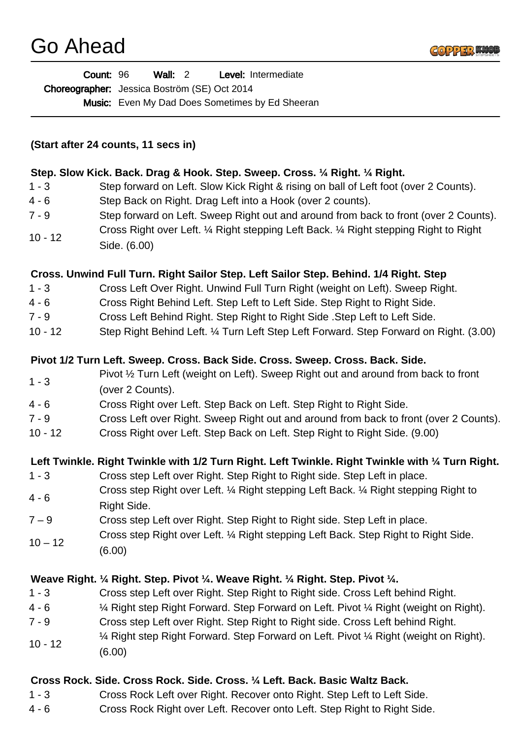# Go Ahead

**Count:** 96 **Wall:** 2 **Level:** Intermediate

**Choreographer:** Jessica Boström (SE) Oct 2014

**Music:** Even My Dad Does Sometimes by Ed Sheeran

**(Start after 24 counts, 11 secs in)**

**Step. Slow Kick. Back. Drag & Hook. Step. Sweep. Cross. ¼ Right. ¼ Right.**

| | |
|---|---|
| 1 - 3 | Step forward on Left. Slow Kick Right & rising on ball of Left foot (over 2 Counts). |
| 4 - 6 | Step Back on Right. Drag Left into a Hook (over 2 counts). |
| 7 - 9 | Step forward on Left. Sweep Right out and around from back to front (over 2 Counts). |
| 10 - 12 | Cross Right over Left. ¼ Right stepping Left Back. ¼ Right stepping Right to Right Side. (6.00) |

**Cross. Unwind Full Turn. Right Sailor Step. Left Sailor Step. Behind. 1/4 Right. Step**

| | |
|---|---|
| 1 - 3 | Cross Left Over Right. Unwind Full Turn Right (weight on Left). Sweep Right. |
| 4 - 6 | Cross Right Behind Left. Step Left to Left Side. Step Right to Right Side. |
| 7 - 9 | Cross Left Behind Right. Step Right to Right Side .Step Left to Left Side. |
| 10 - 12 | Step Right Behind Left. ¼ Turn Left Step Left Forward. Step Forward on Right. (3.00) |

**Pivot 1/2 Turn Left. Sweep. Cross. Back Side. Cross. Sweep. Cross. Back. Side.**

| | |
|---|---|
| 1 - 3 | Pivot ½ Turn Left (weight on Left). Sweep Right out and around from back to front (over 2 Counts). |
| 4 - 6 | Cross Right over Left. Step Back on Left. Step Right to Right Side. |
| 7 - 9 | Cross Left over Right. Sweep Right out and around from back to front (over 2 Counts). |
| 10 - 12 | Cross Right over Left. Step Back on Left. Step Right to Right Side. (9.00) |

**Left Twinkle. Right Twinkle with 1/2 Turn Right. Left Twinkle. Right Twinkle with ¼ Turn Right.**

| | |
|---|---|
| 1 - 3 | Cross step Left over Right. Step Right to Right side. Step Left in place. |
| 4 - 6 | Cross step Right over Left. ¼ Right stepping Left Back. ¼ Right stepping Right to Right Side. |
| 7 – 9 | Cross step Left over Right. Step Right to Right side. Step Left in place. |
| 10 – 12 | Cross step Right over Left. ¼ Right stepping Left Back. Step Right to Right Side. (6.00) |

**Weave Right. ¼ Right. Step. Pivot ¼. Weave Right. ¼ Right. Step. Pivot ¼.**

| | |
|---|---|
| 1 - 3 | Cross step Left over Right. Step Right to Right side. Cross Left behind Right. |
| 4 - 6 | ¼ Right step Right Forward. Step Forward on Left. Pivot ¼ Right (weight on Right). |
| 7 - 9 | Cross step Left over Right. Step Right to Right side. Cross Left behind Right. |
| 10 - 12 | ¼ Right step Right Forward. Step Forward on Left. Pivot ¼ Right (weight on Right). (6.00) |

**Cross Rock. Side. Cross Rock. Side. Cross. ¼ Left. Back. Basic Waltz Back.**

| | |
|---|---|
| 1 - 3 | Cross Rock Left over Right. Recover onto Right. Step Left to Left Side. |
| 4 - 6 | Cross Rock Right over Left. Recover onto Left. Step Right to Right Side. |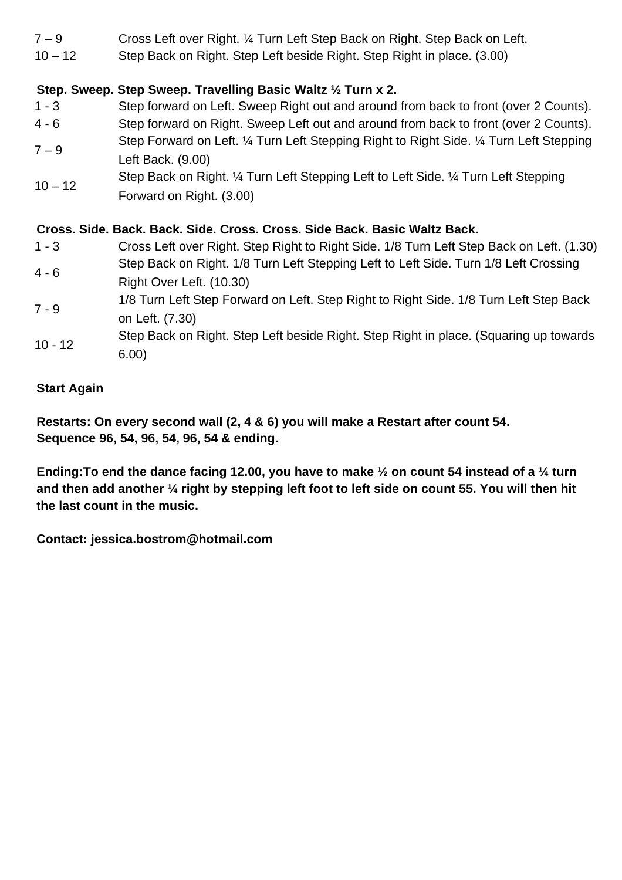| | |
|---|---|
| 7 – 9 | Cross Left over Right. ¼ Turn Left Step Back on Right. Step Back on Left. |
| 10 – 12 | Step Back on Right. Step Left beside Right. Step Right in place. (3.00) |

**Step. Sweep. Step Sweep. Travelling Basic Waltz ½ Turn x 2.**

| | |
|---|---|
| 1 - 3 | Step forward on Left. Sweep Right out and around from back to front (over 2 Counts). |
| 4 - 6 | Step forward on Right. Sweep Left out and around from back to front (over 2 Counts). |
| 7 – 9 | Step Forward on Left. ¼ Turn Left Stepping Right to Right Side. ¼ Turn Left Stepping Left Back. (9.00) |
| 10 – 12 | Step Back on Right. ¼ Turn Left Stepping Left to Left Side. ¼ Turn Left Stepping Forward on Right. (3.00) |

**Cross. Side. Back. Back. Side. Cross. Cross. Side Back. Basic Waltz Back.**

| | |
|---|---|
| 1 - 3 | Cross Left over Right. Step Right to Right Side. 1/8 Turn Left Step Back on Left. (1.30) |
| 4 - 6 | Step Back on Right. 1/8 Turn Left Stepping Left to Left Side. Turn 1/8 Left Crossing Right Over Left. (10.30) |
| 7 - 9 | 1/8 Turn Left Step Forward on Left. Step Right to Right Side. 1/8 Turn Left Step Back on Left. (7.30) |
| 10 - 12 | Step Back on Right. Step Left beside Right. Step Right in place. (Squaring up towards 6.00) |

**Start Again**

**Restarts: On every second wall (2, 4 & 6) you will make a Restart after count 54.**
**Sequence 96, 54, 96, 54, 96, 54 & ending.**

**Ending:To end the dance facing 12.00, you have to make ½ on count 54 instead of a ¼ turn and then add another ¼ right by stepping left foot to left side on count 55. You will then hit the last count in the music.**

**Contact: jessica.bostrom@hotmail.com**